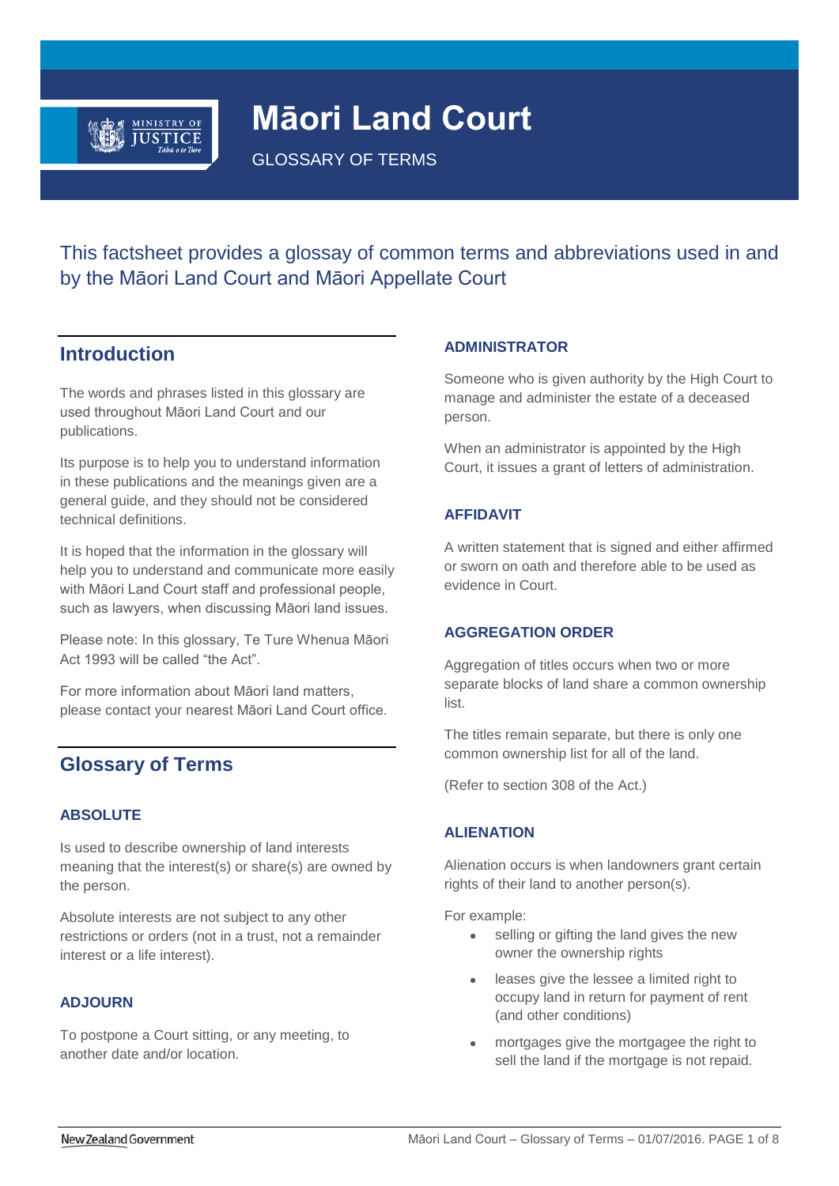# Māori Land Court

GLOSSARY OF TERMS

This factsheet provides a glossay of common terms and abbreviations used in and by the Māori Land Court and Māori Appellate Court

## Introduction

The words and phrases listed in this glossary are used throughout Māori Land Court and our publications.

Its purpose is to help you to understand information in these publications and the meanings given are a general guide, and they should not be considered technical definitions.

It is hoped that the information in the glossary will help you to understand and communicate more easily with Māori Land Court staff and professional people, such as lawyers, when discussing Māori land issues.

Please note: In this glossary, Te Ture Whenua Māori Act 1993 will be called "the Act".

For more information about Māori land matters, please contact your nearest Māori Land Court office.

## Glossary of Terms

### ABSOLUTE

Is used to describe ownership of land interests meaning that the interest(s) or share(s) are owned by the person.

Absolute interests are not subject to any other restrictions or orders (not in a trust, not a remainder interest or a life interest).

### ADJOURN

To postpone a Court sitting, or any meeting, to another date and/or location.

### ADMINISTRATOR

Someone who is given authority by the High Court to manage and administer the estate of a deceased person.

When an administrator is appointed by the High Court, it issues a grant of letters of administration.

### AFFIDAVIT

A written statement that is signed and either affirmed or sworn on oath and therefore able to be used as evidence in Court.

### AGGREGATION ORDER

Aggregation of titles occurs when two or more separate blocks of land share a common ownership list.

The titles remain separate, but there is only one common ownership list for all of the land.

(Refer to section 308 of the Act.)

### ALIENATION

Alienation occurs is when landowners grant certain rights of their land to another person(s).

For example:

- selling or gifting the land gives the new owner the ownership rights
- leases give the lessee a limited right to occupy land in return for payment of rent (and other conditions)
- mortgages give the mortgagee the right to sell the land if the mortgage is not repaid.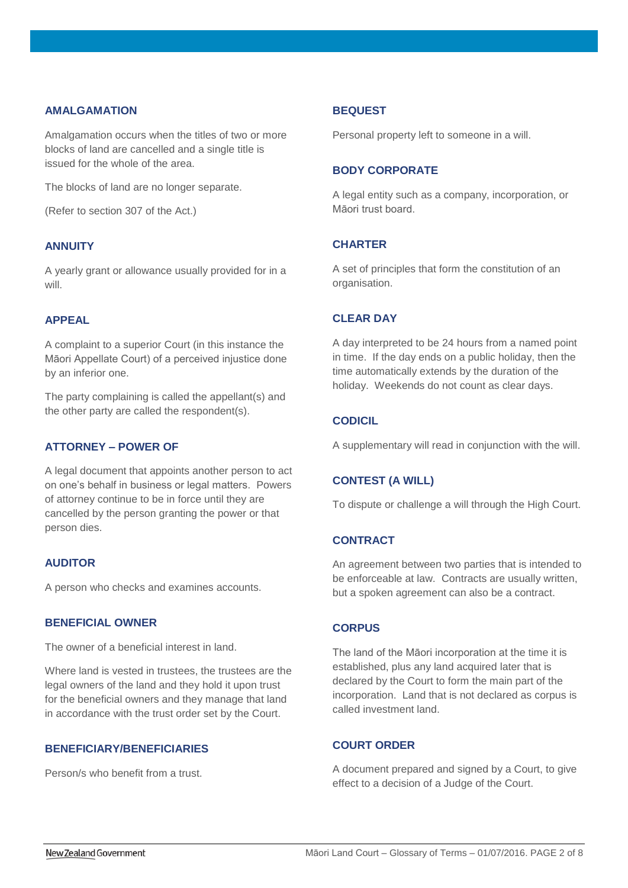### AMALGAMATION

Amalgamation occurs when the titles of two or more blocks of land are cancelled and a single title is issued for the whole of the area.

The blocks of land are no longer separate.

(Refer to section 307 of the Act.)

### ANNUITY

A yearly grant or allowance usually provided for in a will.

### APPEAL

A complaint to a superior Court (in this instance the Māori Appellate Court) of a perceived injustice done by an inferior one.

The party complaining is called the appellant(s) and the other party are called the respondent(s).

### ATTORNEY – POWER OF

A legal document that appoints another person to act on one's behalf in business or legal matters. Powers of attorney continue to be in force until they are cancelled by the person granting the power or that person dies.

### AUDITOR

A person who checks and examines accounts.

### BENEFICIAL OWNER

The owner of a beneficial interest in land.

Where land is vested in trustees, the trustees are the legal owners of the land and they hold it upon trust for the beneficial owners and they manage that land in accordance with the trust order set by the Court.

### BENEFICIARY/BENEFICIARIES

Person/s who benefit from a trust.

### BEQUEST

Personal property left to someone in a will.

### BODY CORPORATE

A legal entity such as a company, incorporation, or Māori trust board.

### CHARTER

A set of principles that form the constitution of an organisation.

### CLEAR DAY

A day interpreted to be 24 hours from a named point in time. If the day ends on a public holiday, then the time automatically extends by the duration of the holiday. Weekends do not count as clear days.

### CODICIL

A supplementary will read in conjunction with the will.

### CONTEST (A WILL)

To dispute or challenge a will through the High Court.

### CONTRACT

An agreement between two parties that is intended to be enforceable at law. Contracts are usually written, but a spoken agreement can also be a contract.

### CORPUS

The land of the Māori incorporation at the time it is established, plus any land acquired later that is declared by the Court to form the main part of the incorporation. Land that is not declared as corpus is called investment land.

### COURT ORDER

A document prepared and signed by a Court, to give effect to a decision of a Judge of the Court.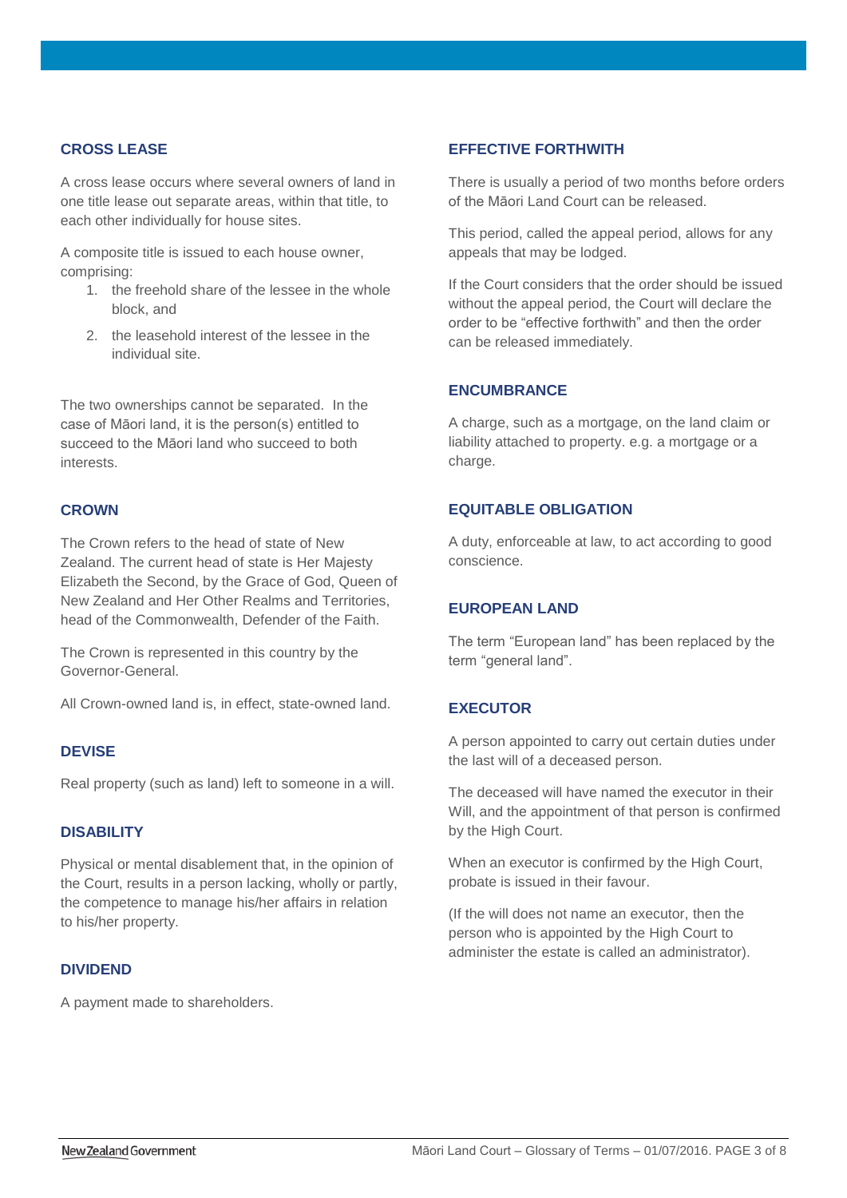## CROSS LEASE

A cross lease occurs where several owners of land in one title lease out separate areas, within that title, to each other individually for house sites.

A composite title is issued to each house owner, comprising:

1. the freehold share of the lessee in the whole block, and
2. the leasehold interest of the lessee in the individual site.

The two ownerships cannot be separated. In the case of Māori land, it is the person(s) entitled to succeed to the Māori land who succeed to both interests.

## CROWN

The Crown refers to the head of state of New Zealand. The current head of state is Her Majesty Elizabeth the Second, by the Grace of God, Queen of New Zealand and Her Other Realms and Territories, head of the Commonwealth, Defender of the Faith.

The Crown is represented in this country by the Governor-General.

All Crown-owned land is, in effect, state-owned land.

## DEVISE

Real property (such as land) left to someone in a will.

## DISABILITY

Physical or mental disablement that, in the opinion of the Court, results in a person lacking, wholly or partly, the competence to manage his/her affairs in relation to his/her property.

## DIVIDEND

A payment made to shareholders.

## EFFECTIVE FORTHWITH

There is usually a period of two months before orders of the Māori Land Court can be released.

This period, called the appeal period, allows for any appeals that may be lodged.

If the Court considers that the order should be issued without the appeal period, the Court will declare the order to be "effective forthwith" and then the order can be released immediately.

## ENCUMBRANCE

A charge, such as a mortgage, on the land claim or liability attached to property. e.g. a mortgage or a charge.

## EQUITABLE OBLIGATION

A duty, enforceable at law, to act according to good conscience.

## EUROPEAN LAND

The term "European land" has been replaced by the term "general land".

## EXECUTOR

A person appointed to carry out certain duties under the last will of a deceased person.

The deceased will have named the executor in their Will, and the appointment of that person is confirmed by the High Court.

When an executor is confirmed by the High Court, probate is issued in their favour.

(If the will does not name an executor, then the person who is appointed by the High Court to administer the estate is called an administrator).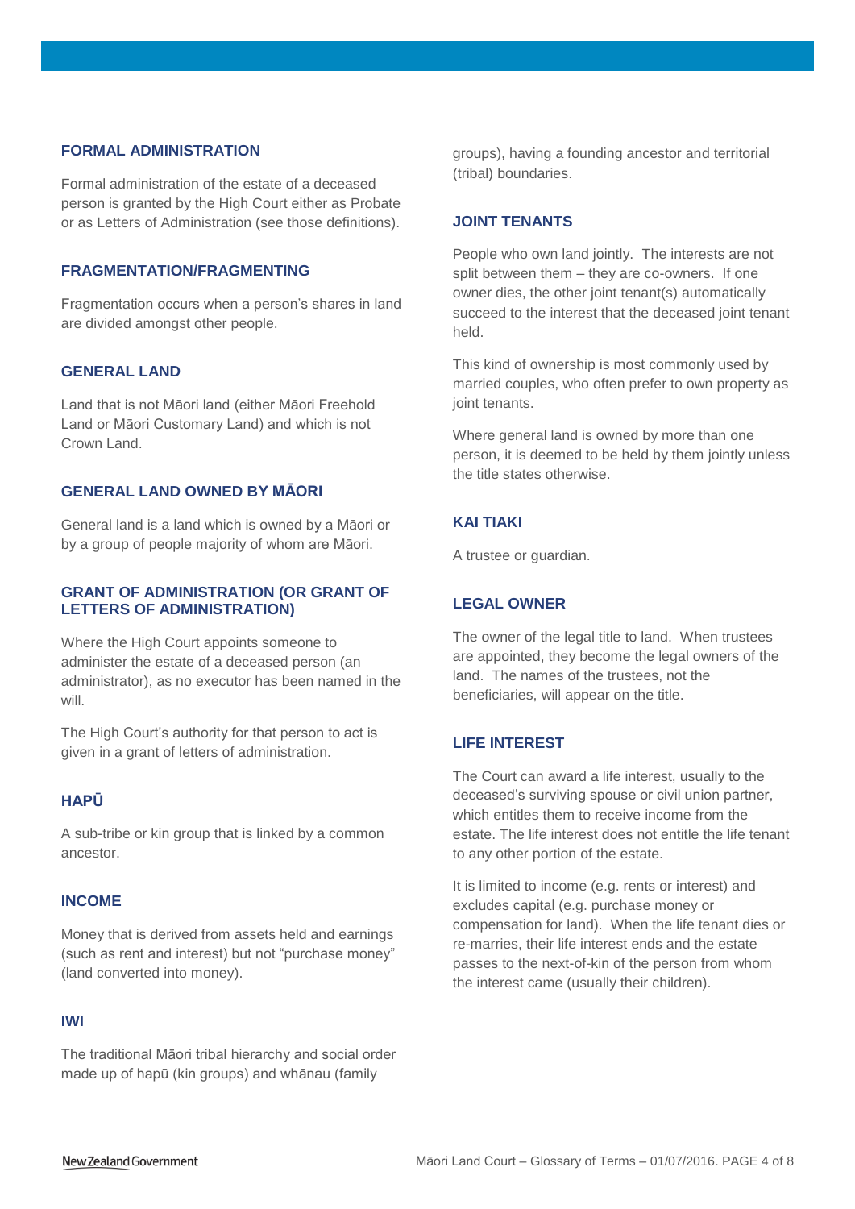## FORMAL ADMINISTRATION

Formal administration of the estate of a deceased person is granted by the High Court either as Probate or as Letters of Administration (see those definitions).

## FRAGMENTATION/FRAGMENTING

Fragmentation occurs when a person's shares in land are divided amongst other people.

## GENERAL LAND

Land that is not Māori land (either Māori Freehold Land or Māori Customary Land) and which is not Crown Land.

## GENERAL LAND OWNED BY MĀORI

General land is a land which is owned by a Māori or by a group of people majority of whom are Māori.

## GRANT OF ADMINISTRATION (OR GRANT OF LETTERS OF ADMINISTRATION)

Where the High Court appoints someone to administer the estate of a deceased person (an administrator), as no executor has been named in the will.

The High Court's authority for that person to act is given in a grant of letters of administration.

## HAPŪ

A sub-tribe or kin group that is linked by a common ancestor.

## INCOME

Money that is derived from assets held and earnings (such as rent and interest) but not "purchase money" (land converted into money).

## IWI

The traditional Māori tribal hierarchy and social order made up of hapū (kin groups) and whānau (family groups), having a founding ancestor and territorial (tribal) boundaries.

## JOINT TENANTS

People who own land jointly. The interests are not split between them – they are co-owners. If one owner dies, the other joint tenant(s) automatically succeed to the interest that the deceased joint tenant held.

This kind of ownership is most commonly used by married couples, who often prefer to own property as joint tenants.

Where general land is owned by more than one person, it is deemed to be held by them jointly unless the title states otherwise.

## KAI TIAKI

A trustee or guardian.

## LEGAL OWNER

The owner of the legal title to land. When trustees are appointed, they become the legal owners of the land. The names of the trustees, not the beneficiaries, will appear on the title.

## LIFE INTEREST

The Court can award a life interest, usually to the deceased's surviving spouse or civil union partner, which entitles them to receive income from the estate. The life interest does not entitle the life tenant to any other portion of the estate.

It is limited to income (e.g. rents or interest) and excludes capital (e.g. purchase money or compensation for land). When the life tenant dies or re-marries, their life interest ends and the estate passes to the next-of-kin of the person from whom the interest came (usually their children).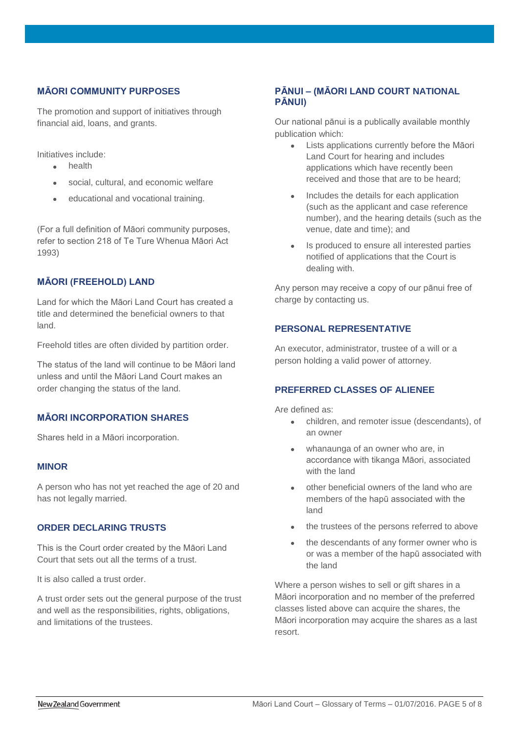## MĀORI COMMUNITY PURPOSES

The promotion and support of initiatives through financial aid, loans, and grants.

Initiatives include:

- health
- social, cultural, and economic welfare
- educational and vocational training.

(For a full definition of Māori community purposes, refer to section 218 of Te Ture Whenua Māori Act 1993)

## MĀORI (FREEHOLD) LAND

Land for which the Māori Land Court has created a title and determined the beneficial owners to that land.

Freehold titles are often divided by partition order.

The status of the land will continue to be Māori land unless and until the Māori Land Court makes an order changing the status of the land.

## MĀORI INCORPORATION SHARES

Shares held in a Māori incorporation.

## MINOR

A person who has not yet reached the age of 20 and has not legally married.

## ORDER DECLARING TRUSTS

This is the Court order created by the Māori Land Court that sets out all the terms of a trust.

It is also called a trust order.

A trust order sets out the general purpose of the trust and well as the responsibilities, rights, obligations, and limitations of the trustees.

## PĀNUI – (MĀORI LAND COURT NATIONAL PĀNUI)

Our national pānui is a publically available monthly publication which:

- Lists applications currently before the Māori Land Court for hearing and includes applications which have recently been received and those that are to be heard;
- Includes the details for each application (such as the applicant and case reference number), and the hearing details (such as the venue, date and time); and
- Is produced to ensure all interested parties notified of applications that the Court is dealing with.

Any person may receive a copy of our pānui free of charge by contacting us.

## PERSONAL REPRESENTATIVE

An executor, administrator, trustee of a will or a person holding a valid power of attorney.

## PREFERRED CLASSES OF ALIENEE

Are defined as:

- children, and remoter issue (descendants), of an owner
- whanaunga of an owner who are, in accordance with tikanga Māori, associated with the land
- other beneficial owners of the land who are members of the hapū associated with the land
- the trustees of the persons referred to above
- the descendants of any former owner who is or was a member of the hapū associated with the land

Where a person wishes to sell or gift shares in a Māori incorporation and no member of the preferred classes listed above can acquire the shares, the Māori incorporation may acquire the shares as a last resort.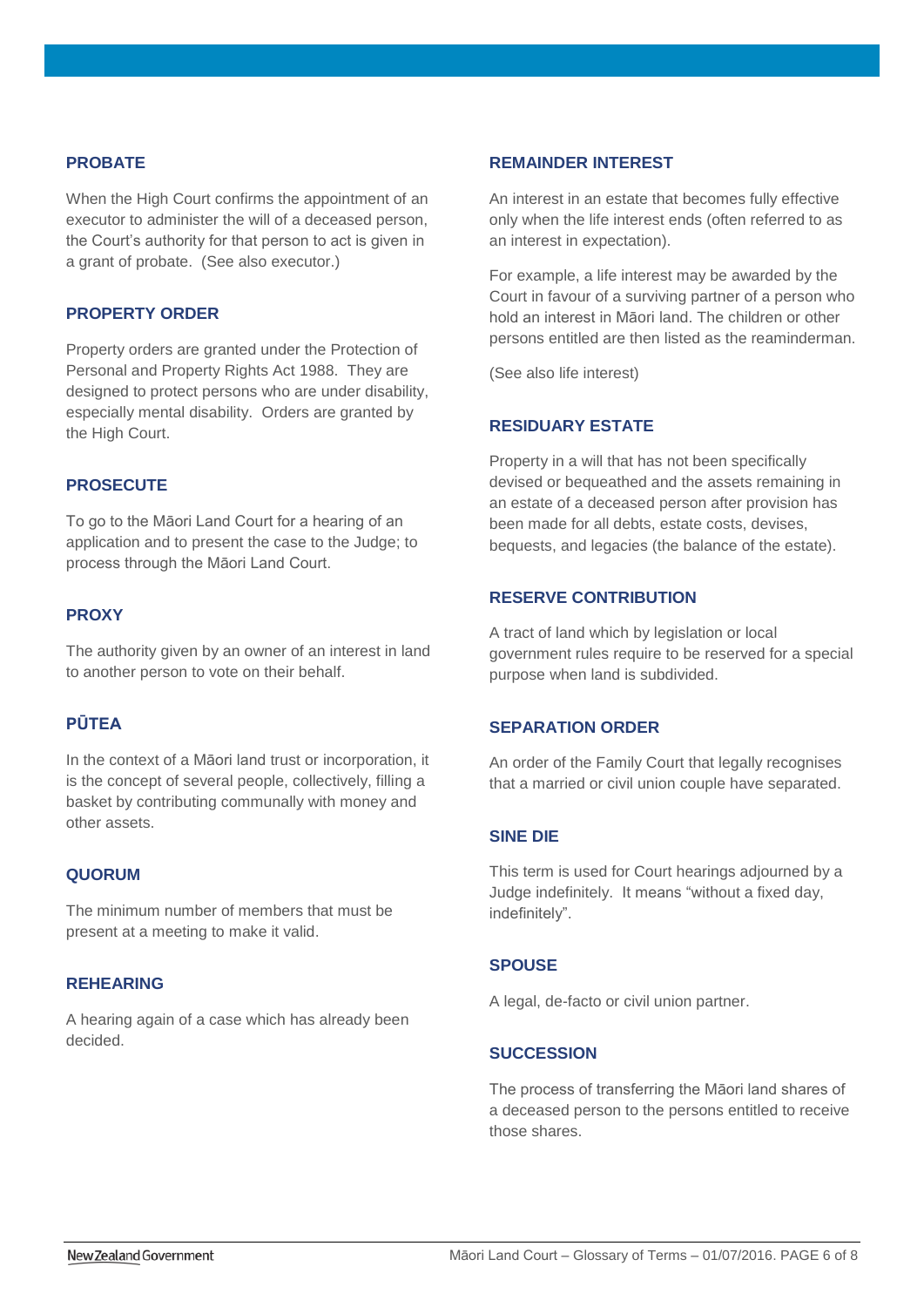### PROBATE

When the High Court confirms the appointment of an executor to administer the will of a deceased person, the Court's authority for that person to act is given in a grant of probate. (See also executor.)

### PROPERTY ORDER

Property orders are granted under the Protection of Personal and Property Rights Act 1988. They are designed to protect persons who are under disability, especially mental disability. Orders are granted by the High Court.

### PROSECUTE

To go to the Māori Land Court for a hearing of an application and to present the case to the Judge; to process through the Māori Land Court.

### PROXY

The authority given by an owner of an interest in land to another person to vote on their behalf.

### PŪTEA

In the context of a Māori land trust or incorporation, it is the concept of several people, collectively, filling a basket by contributing communally with money and other assets.

### QUORUM

The minimum number of members that must be present at a meeting to make it valid.

### REHEARING

A hearing again of a case which has already been decided.

### REMAINDER INTEREST

An interest in an estate that becomes fully effective only when the life interest ends (often referred to as an interest in expectation).

For example, a life interest may be awarded by the Court in favour of a surviving partner of a person who hold an interest in Māori land. The children or other persons entitled are then listed as the reaminderman.

(See also life interest)

### RESIDUARY ESTATE

Property in a will that has not been specifically devised or bequeathed and the assets remaining in an estate of a deceased person after provision has been made for all debts, estate costs, devises, bequests, and legacies (the balance of the estate).

### RESERVE CONTRIBUTION

A tract of land which by legislation or local government rules require to be reserved for a special purpose when land is subdivided.

### SEPARATION ORDER

An order of the Family Court that legally recognises that a married or civil union couple have separated.

### SINE DIE

This term is used for Court hearings adjourned by a Judge indefinitely. It means "without a fixed day, indefinitely".

### SPOUSE

A legal, de-facto or civil union partner.

### SUCCESSION

The process of transferring the Māori land shares of a deceased person to the persons entitled to receive those shares.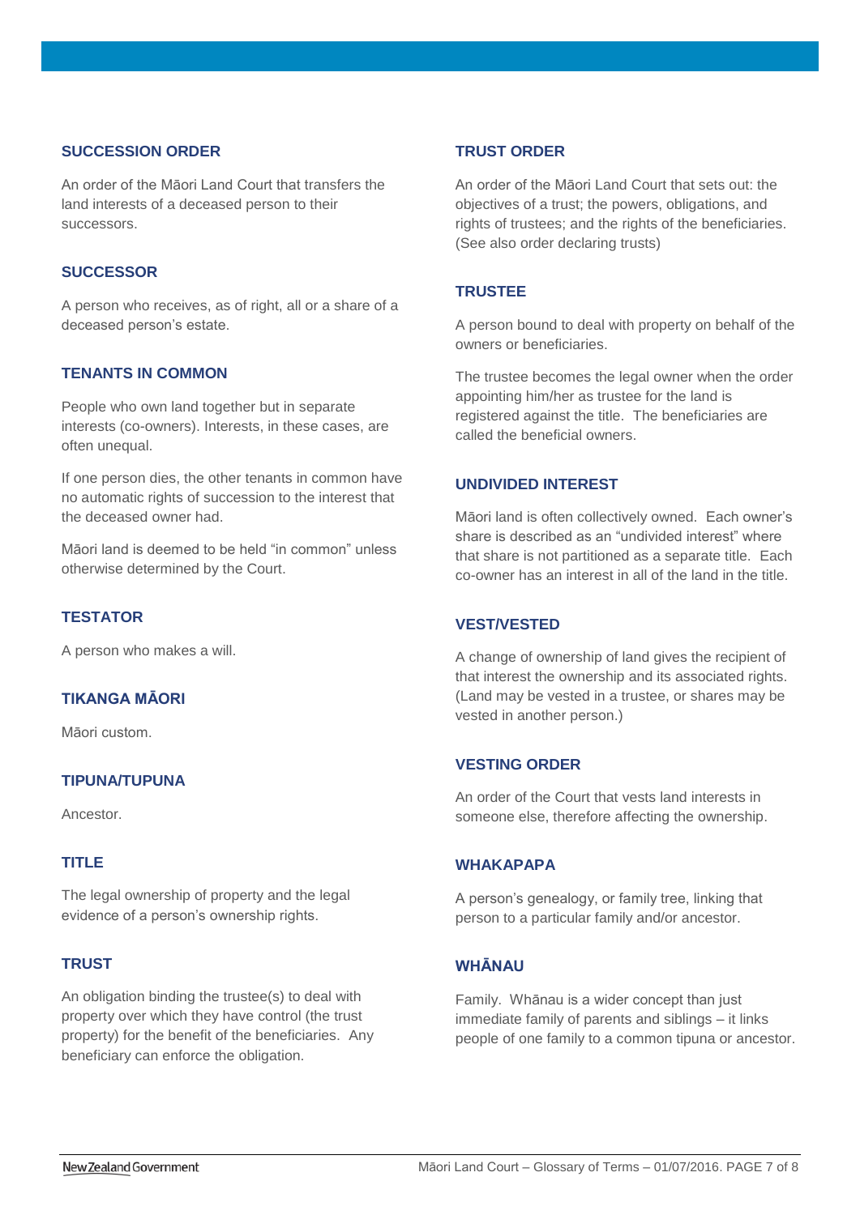### SUCCESSION ORDER

An order of the Māori Land Court that transfers the land interests of a deceased person to their successors.

### SUCCESSOR

A person who receives, as of right, all or a share of a deceased person's estate.

### TENANTS IN COMMON

People who own land together but in separate interests (co-owners). Interests, in these cases, are often unequal.

If one person dies, the other tenants in common have no automatic rights of succession to the interest that the deceased owner had.

Māori land is deemed to be held "in common" unless otherwise determined by the Court.

### TESTATOR

A person who makes a will.

### TIKANGA MĀORI

Māori custom.

### TIPUNA/TUPUNA

Ancestor.

### TITLE

The legal ownership of property and the legal evidence of a person's ownership rights.

### TRUST

An obligation binding the trustee(s) to deal with property over which they have control (the trust property) for the benefit of the beneficiaries. Any beneficiary can enforce the obligation.

### TRUST ORDER

An order of the Māori Land Court that sets out: the objectives of a trust; the powers, obligations, and rights of trustees; and the rights of the beneficiaries. (See also order declaring trusts)

### TRUSTEE

A person bound to deal with property on behalf of the owners or beneficiaries.

The trustee becomes the legal owner when the order appointing him/her as trustee for the land is registered against the title. The beneficiaries are called the beneficial owners.

### UNDIVIDED INTEREST

Māori land is often collectively owned. Each owner's share is described as an "undivided interest" where that share is not partitioned as a separate title. Each co-owner has an interest in all of the land in the title.

### VEST/VESTED

A change of ownership of land gives the recipient of that interest the ownership and its associated rights. (Land may be vested in a trustee, or shares may be vested in another person.)

### VESTING ORDER

An order of the Court that vests land interests in someone else, therefore affecting the ownership.

### WHAKAPAPA

A person's genealogy, or family tree, linking that person to a particular family and/or ancestor.

### WHĀNAU

Family. Whānau is a wider concept than just immediate family of parents and siblings – it links people of one family to a common tipuna or ancestor.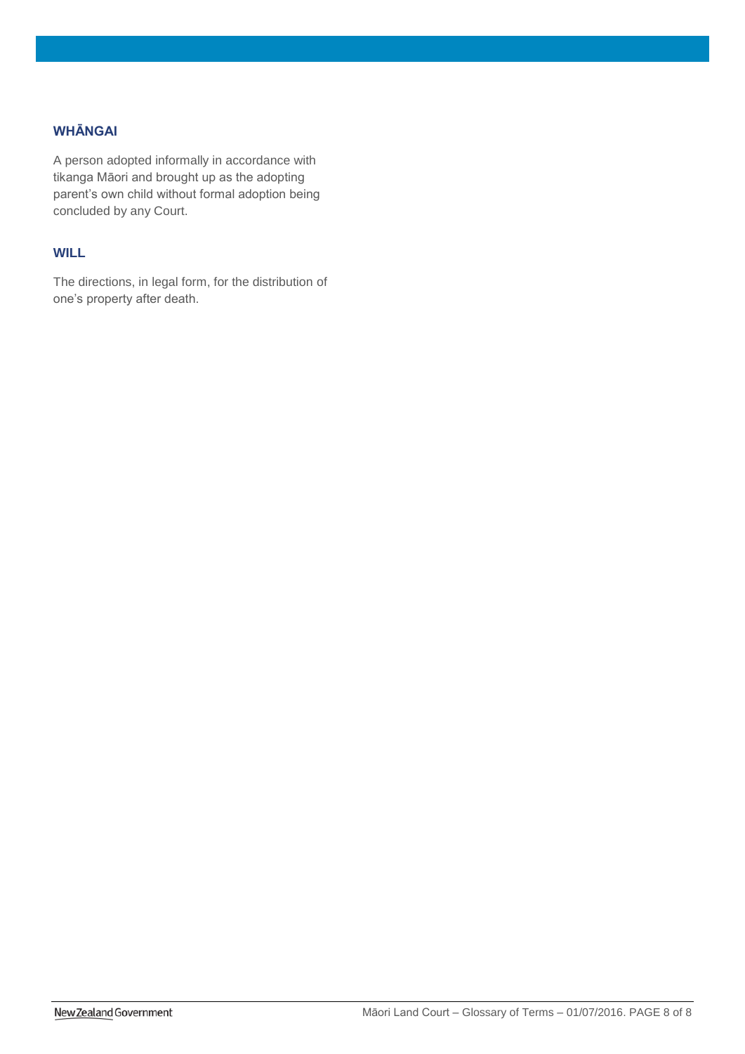### WHĀNGAI

A person adopted informally in accordance with tikanga Māori and brought up as the adopting parent's own child without formal adoption being concluded by any Court.

### WILL

The directions, in legal form, for the distribution of one's property after death.